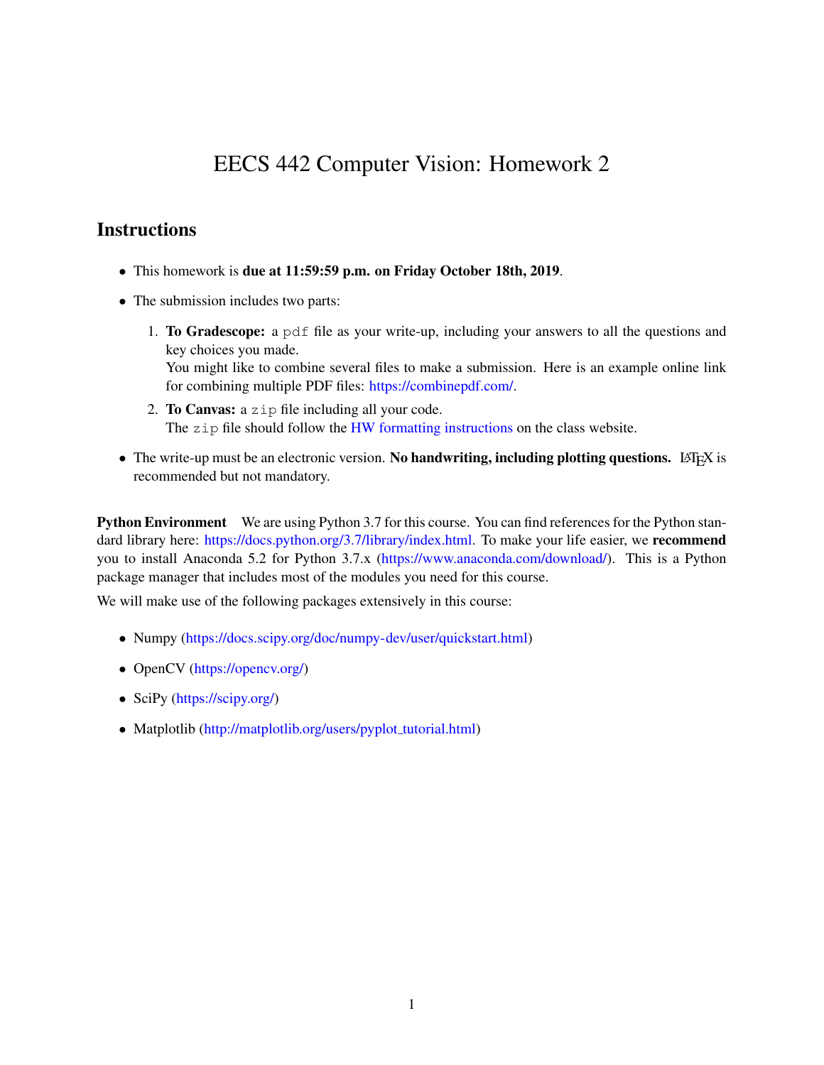# EECS 442 Computer Vision: Homework 2

## Instructions

- This homework is **due at 11:59:59 p.m. on Friday October 18th, 2019**.
- The submission includes two parts:
  1. **To Gradescope:** a `pdf` file as your write-up, including your answers to all the questions and key choices you made.
     You might like to combine several files to make a submission. Here is an example online link for combining multiple PDF files: https://combinepdf.com/.
  2. **To Canvas:** a `zip` file including all your code.
     The `zip` file should follow the HW formatting instructions on the class website.
- The write-up must be an electronic version. **No handwriting, including plotting questions.** LaTeX is recommended but not mandatory.

**Python Environment** We are using Python 3.7 for this course. You can find references for the Python standard library here: https://docs.python.org/3.7/library/index.html. To make your life easier, we **recommend** you to install Anaconda 5.2 for Python 3.7.x (https://www.anaconda.com/download/). This is a Python package manager that includes most of the modules you need for this course.

We will make use of the following packages extensively in this course:

- Numpy (https://docs.scipy.org/doc/numpy-dev/user/quickstart.html)
- OpenCV (https://opencv.org/)
- SciPy (https://scipy.org/)
- Matplotlib (http://matplotlib.org/users/pyplot_tutorial.html)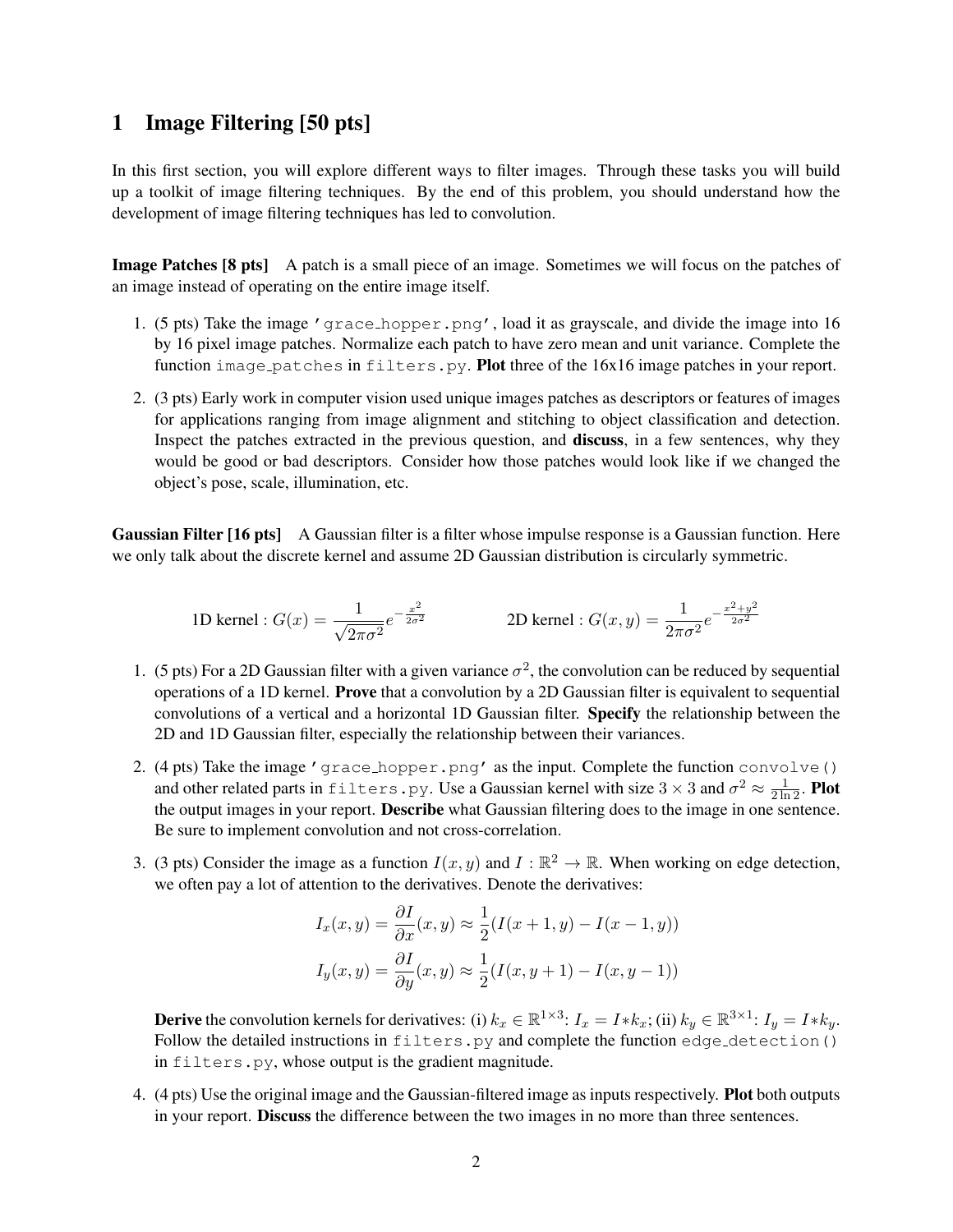# 1 Image Filtering [50 pts]

In this first section, you will explore different ways to filter images. Through these tasks you will build up a toolkit of image filtering techniques. By the end of this problem, you should understand how the development of image filtering techniques has led to convolution.

**Image Patches [8 pts]** A patch is a small piece of an image. Sometimes we will focus on the patches of an image instead of operating on the entire image itself.

1. (5 pts) Take the image `'grace_hopper.png'`, load it as grayscale, and divide the image into 16 by 16 pixel image patches. Normalize each patch to have zero mean and unit variance. Complete the function `image_patches` in `filters.py`. **Plot** three of the 16x16 image patches in your report.

2. (3 pts) Early work in computer vision used unique images patches as descriptors or features of images for applications ranging from image alignment and stitching to object classification and detection. Inspect the patches extracted in the previous question, and **discuss**, in a few sentences, why they would be good or bad descriptors. Consider how those patches would look like if we changed the object's pose, scale, illumination, etc.

**Gaussian Filter [16 pts]** A Gaussian filter is a filter whose impulse response is a Gaussian function. Here we only talk about the discrete kernel and assume 2D Gaussian distribution is circularly symmetric.

$$\text{1D kernel} : G(x) = \frac{1}{\sqrt{2\pi\sigma^2}} e^{-\frac{x^2}{2\sigma^2}} \qquad \text{2D kernel} : G(x, y) = \frac{1}{2\pi\sigma^2} e^{-\frac{x^2+y^2}{2\sigma^2}}$$

1. (5 pts) For a 2D Gaussian filter with a given variance $\sigma^2$, the convolution can be reduced by sequential operations of a 1D kernel. **Prove** that a convolution by a 2D Gaussian filter is equivalent to sequential convolutions of a vertical and a horizontal 1D Gaussian filter. **Specify** the relationship between the 2D and 1D Gaussian filter, especially the relationship between their variances.

2. (4 pts) Take the image `'grace_hopper.png'` as the input. Complete the function `convolve()` and other related parts in `filters.py`. Use a Gaussian kernel with size $3 \times 3$ and $\sigma^2 \approx \frac{1}{2 \ln 2}$. **Plot** the output images in your report. **Describe** what Gaussian filtering does to the image in one sentence. Be sure to implement convolution and not cross-correlation.

3. (3 pts) Consider the image as a function $I(x, y)$ and $I : \mathbb{R}^2 \to \mathbb{R}$. When working on edge detection, we often pay a lot of attention to the derivatives. Denote the derivatives:

$$I_x(x, y) = \frac{\partial I}{\partial x}(x, y) \approx \frac{1}{2}(I(x+1, y) - I(x-1, y))$$

$$I_y(x, y) = \frac{\partial I}{\partial y}(x, y) \approx \frac{1}{2}(I(x, y+1) - I(x, y-1))$$

   **Derive** the convolution kernels for derivatives: (i) $k_x \in \mathbb{R}^{1\times3}$: $I_x = I * k_x$; (ii) $k_y \in \mathbb{R}^{3\times1}$: $I_y = I * k_y$. Follow the detailed instructions in `filters.py` and complete the function `edge_detection()` in `filters.py`, whose output is the gradient magnitude.

4. (4 pts) Use the original image and the Gaussian-filtered image as inputs respectively. **Plot** both outputs in your report. **Discuss** the difference between the two images in no more than three sentences.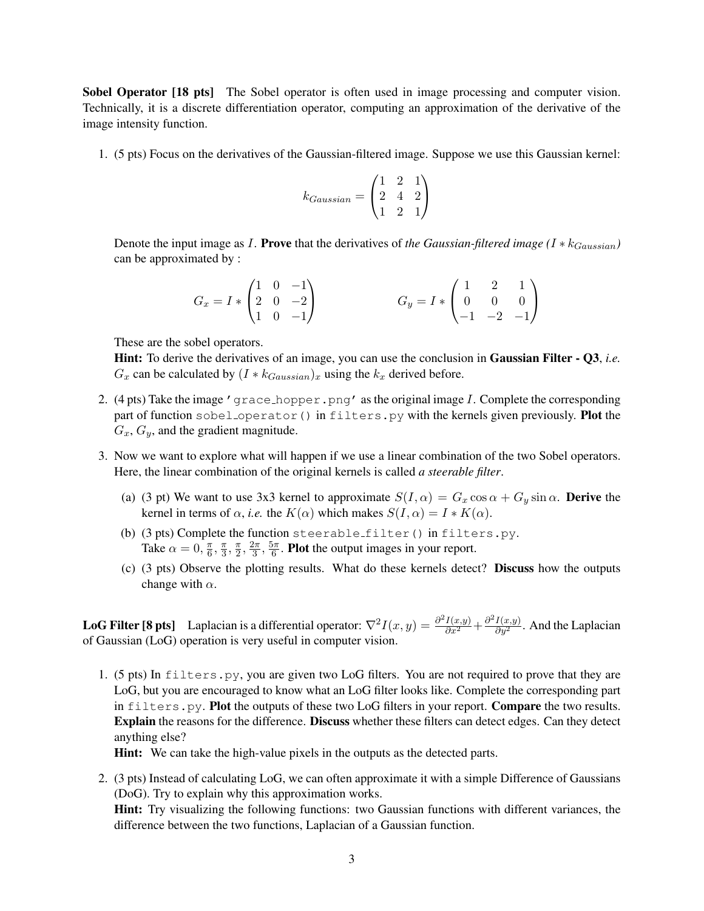**Sobel Operator [18 pts]** The Sobel operator is often used in image processing and computer vision. Technically, it is a discrete differentiation operator, computing an approximation of the derivative of the image intensity function.

1. (5 pts) Focus on the derivatives of the Gaussian-filtered image. Suppose we use this Gaussian kernel:

$$k_{Gaussian} = \begin{pmatrix} 1 & 2 & 1 \\ 2 & 4 & 2 \\ 1 & 2 & 1 \end{pmatrix}$$

   Denote the input image as $I$. **Prove** that the derivatives of *the Gaussian-filtered image ($I * k_{Gaussian}$)* can be approximated by :

$$G_x = I * \begin{pmatrix} 1 & 0 & -1 \\ 2 & 0 & -2 \\ 1 & 0 & -1 \end{pmatrix} \qquad\qquad G_y = I * \begin{pmatrix} 1 & 2 & 1 \\ 0 & 0 & 0 \\ -1 & -2 & -1 \end{pmatrix}$$

   These are the sobel operators.
   **Hint:** To derive the derivatives of an image, you can use the conclusion in **Gaussian Filter - Q3**, *i.e.* $G_x$ can be calculated by $(I * k_{Gaussian})_x$ using the $k_x$ derived before.

2. (4 pts) Take the image `'grace_hopper.png'` as the original image $I$. Complete the corresponding part of function `sobel_operator()` in `filters.py` with the kernels given previously. **Plot** the $G_x$, $G_y$, and the gradient magnitude.

3. Now we want to explore what will happen if we use a linear combination of the two Sobel operators. Here, the linear combination of the original kernels is called *a steerable filter*.

   (a) (3 pt) We want to use 3x3 kernel to approximate $S(I, \alpha) = G_x \cos\alpha + G_y \sin\alpha$. **Derive** the kernel in terms of $\alpha$, *i.e.* the $K(\alpha)$ which makes $S(I, \alpha) = I * K(\alpha)$.

   (b) (3 pts) Complete the function `steerable_filter()` in `filters.py`.
   Take $\alpha = 0, \frac{\pi}{6}, \frac{\pi}{3}, \frac{\pi}{2}, \frac{2\pi}{3}, \frac{5\pi}{6}$. **Plot** the output images in your report.

   (c) (3 pts) Observe the plotting results. What do these kernels detect? **Discuss** how the outputs change with $\alpha$.

**LoG Filter [8 pts]** Laplacian is a differential operator: $\nabla^2 I(x,y) = \frac{\partial^2 I(x,y)}{\partial x^2} + \frac{\partial^2 I(x,y)}{\partial y^2}$. And the Laplacian of Gaussian (LoG) operation is very useful in computer vision.

1. (5 pts) In `filters.py`, you are given two LoG filters. You are not required to prove that they are LoG, but you are encouraged to know what an LoG filter looks like. Complete the corresponding part in `filters.py`. **Plot** the outputs of these two LoG filters in your report. **Compare** the two results. **Explain** the reasons for the difference. **Discuss** whether these filters can detect edges. Can they detect anything else?
   **Hint:** We can take the high-value pixels in the outputs as the detected parts.

2. (3 pts) Instead of calculating LoG, we can often approximate it with a simple Difference of Gaussians (DoG). Try to explain why this approximation works.
   **Hint:** Try visualizing the following functions: two Gaussian functions with different variances, the difference between the two functions, Laplacian of a Gaussian function.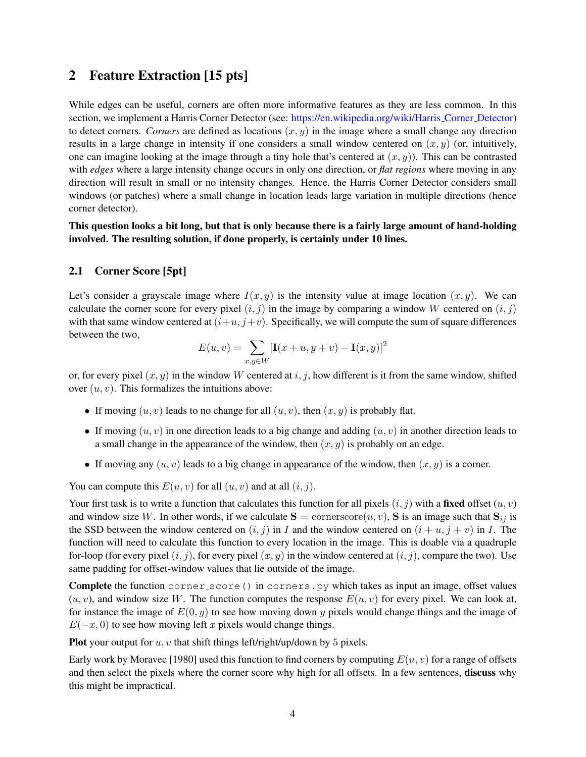## 2 Feature Extraction [15 pts]

While edges can be useful, corners are often more informative features as they are less common. In this section, we implement a Harris Corner Detector (see: https://en.wikipedia.org/wiki/Harris_Corner_Detector) to detect corners. *Corners* are defined as locations $(x, y)$ in the image where a small change any direction results in a large change in intensity if one considers a small window centered on $(x, y)$ (or, intuitively, one can imagine looking at the image through a tiny hole that's centered at $(x, y)$). This can be contrasted with *edges* where a large intensity change occurs in only one direction, or *flat regions* where moving in any direction will result in small or no intensity changes. Hence, the Harris Corner Detector considers small windows (or patches) where a small change in location leads large variation in multiple directions (hence corner detector).

**This question looks a bit long, but that is only because there is a fairly large amount of hand-holding involved. The resulting solution, if done properly, is certainly under 10 lines.**

### 2.1 Corner Score [5pt]

Let's consider a grayscale image where $I(x, y)$ is the intensity value at image location $(x, y)$. We can calculate the corner score for every pixel $(i, j)$ in the image by comparing a window $W$ centered on $(i, j)$ with that same window centered at $(i+u, j+v)$. Specifically, we will compute the sum of square differences between the two,

$$E(u, v) = \sum_{x,y \in W} [\mathbf{I}(x + u, y + v) - \mathbf{I}(x, y)]^2$$

or, for every pixel $(x, y)$ in the window $W$ centered at $i, j$, how different is it from the same window, shifted over $(u, v)$. This formalizes the intuitions above:

- If moving $(u, v)$ leads to no change for all $(u, v)$, then $(x, y)$ is probably flat.
- If moving $(u, v)$ in one direction leads to a big change and adding $(u, v)$ in another direction leads to a small change in the appearance of the window, then $(x, y)$ is probably on an edge.
- If moving any $(u, v)$ leads to a big change in appearance of the window, then $(x, y)$ is a corner.

You can compute this $E(u, v)$ for all $(u, v)$ and at all $(i, j)$.

Your first task is to write a function that calculates this function for all pixels $(i, j)$ with a **fixed** offset $(u, v)$ and window size $W$. In other words, if we calculate $\mathbf{S} = \text{cornerscore}(u, v)$, $\mathbf{S}$ is an image such that $\mathbf{S}_{ij}$ is the SSD between the window centered on $(i, j)$ in $I$ and the window centered on $(i + u, j + v)$ in $I$. The function will need to calculate this function to every location in the image. This is doable via a quadruple for-loop (for every pixel $(i, j)$, for every pixel $(x, y)$ in the window centered at $(i, j)$, compare the two). Use same padding for offset-window values that lie outside of the image.

**Complete** the function `corner_score()` in `corners.py` which takes as input an image, offset values $(u, v)$, and window size $W$. The function computes the response $E(u, v)$ for every pixel. We can look at, for instance the image of $E(0, y)$ to see how moving down $y$ pixels would change things and the image of $E(-x, 0)$ to see how moving left $x$ pixels would change things.

**Plot** your output for $u, v$ that shift things left/right/up/down by 5 pixels.

Early work by Moravec [1980] used this function to find corners by computing $E(u, v)$ for a range of offsets and then select the pixels where the corner score why high for all offsets. In a few sentences, **discuss** why this might be impractical.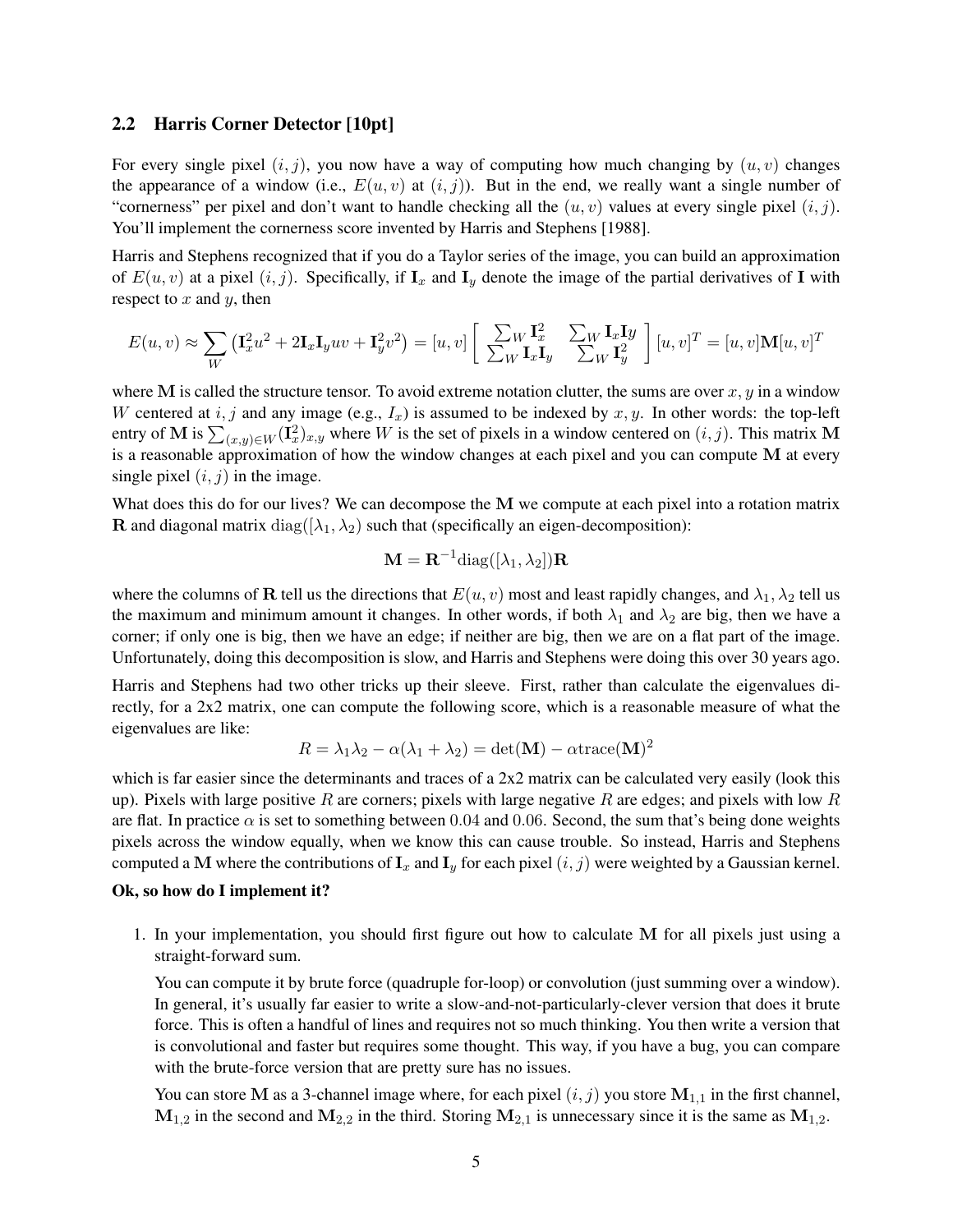## 2.2 Harris Corner Detector [10pt]

For every single pixel $(i, j)$, you now have a way of computing how much changing by $(u, v)$ changes the appearance of a window (i.e., $E(u, v)$ at $(i, j)$). But in the end, we really want a single number of "cornerness" per pixel and don't want to handle checking all the $(u, v)$ values at every single pixel $(i, j)$. You'll implement the cornerness score invented by Harris and Stephens [1988].

Harris and Stephens recognized that if you do a Taylor series of the image, you can build an approximation of $E(u, v)$ at a pixel $(i, j)$. Specifically, if $\mathbf{I}_x$ and $\mathbf{I}_y$ denote the image of the partial derivatives of $\mathbf{I}$ with respect to $x$ and $y$, then

$$E(u, v) \approx \sum_W \left(\mathbf{I}_x^2 u^2 + 2\mathbf{I}_x\mathbf{I}_y uv + \mathbf{I}_y^2 v^2\right) = [u, v] \left[ \begin{array}{cc} \sum_W \mathbf{I}_x^2 & \sum_W \mathbf{I}_x \mathbf{I} y \\ \sum_W \mathbf{I}_x \mathbf{I}_y & \sum_W \mathbf{I}_y^2 \end{array} \right] [u, v]^T = [u, v]\mathbf{M}[u, v]^T$$

where $\mathbf{M}$ is called the structure tensor. To avoid extreme notation clutter, the sums are over $x, y$ in a window $W$ centered at $i, j$ and any image (e.g., $I_x$) is assumed to be indexed by $x, y$. In other words: the top-left entry of $\mathbf{M}$ is $\sum_{(x,y)\in W} (\mathbf{I}_x^2)_{x,y}$ where $W$ is the set of pixels in a window centered on $(i, j)$. This matrix $\mathbf{M}$ is a reasonable approximation of how the window changes at each pixel and you can compute $\mathbf{M}$ at every single pixel $(i, j)$ in the image.

What does this do for our lives? We can decompose the $\mathbf{M}$ we compute at each pixel into a rotation matrix $\mathbf{R}$ and diagonal matrix $\text{diag}([\lambda_1, \lambda_2])$ such that (specifically an eigen-decomposition):

$$\mathbf{M} = \mathbf{R}^{-1}\text{diag}([\lambda_1, \lambda_2])\mathbf{R}$$

where the columns of $\mathbf{R}$ tell us the directions that $E(u, v)$ most and least rapidly changes, and $\lambda_1, \lambda_2$ tell us the maximum and minimum amount it changes. In other words, if both $\lambda_1$ and $\lambda_2$ are big, then we have a corner; if only one is big, then we have an edge; if neither are big, then we are on a flat part of the image. Unfortunately, doing this decomposition is slow, and Harris and Stephens were doing this over 30 years ago.

Harris and Stephens had two other tricks up their sleeve. First, rather than calculate the eigenvalues directly, for a 2x2 matrix, one can compute the following score, which is a reasonable measure of what the eigenvalues are like:

$$R = \lambda_1\lambda_2 - \alpha(\lambda_1 + \lambda_2) = \det(\mathbf{M}) - \alpha\text{trace}(\mathbf{M})^2$$

which is far easier since the determinants and traces of a 2x2 matrix can be calculated very easily (look this up). Pixels with large positive $R$ are corners; pixels with large negative $R$ are edges; and pixels with low $R$ are flat. In practice $\alpha$ is set to something between $0.04$ and $0.06$. Second, the sum that's being done weights pixels across the window equally, when we know this can cause trouble. So instead, Harris and Stephens computed a $\mathbf{M}$ where the contributions of $\mathbf{I}_x$ and $\mathbf{I}_y$ for each pixel $(i, j)$ were weighted by a Gaussian kernel.

**Ok, so how do I implement it?**

1. In your implementation, you should first figure out how to calculate $\mathbf{M}$ for all pixels just using a straight-forward sum.

   You can compute it by brute force (quadruple for-loop) or convolution (just summing over a window). In general, it's usually far easier to write a slow-and-not-particularly-clever version that does it brute force. This is often a handful of lines and requires not so much thinking. You then write a version that is convolutional and faster but requires some thought. This way, if you have a bug, you can compare with the brute-force version that are pretty sure has no issues.

   You can store $\mathbf{M}$ as a 3-channel image where, for each pixel $(i, j)$ you store $\mathbf{M}_{1,1}$ in the first channel, $\mathbf{M}_{1,2}$ in the second and $\mathbf{M}_{2,2}$ in the third. Storing $\mathbf{M}_{2,1}$ is unnecessary since it is the same as $\mathbf{M}_{1,2}$.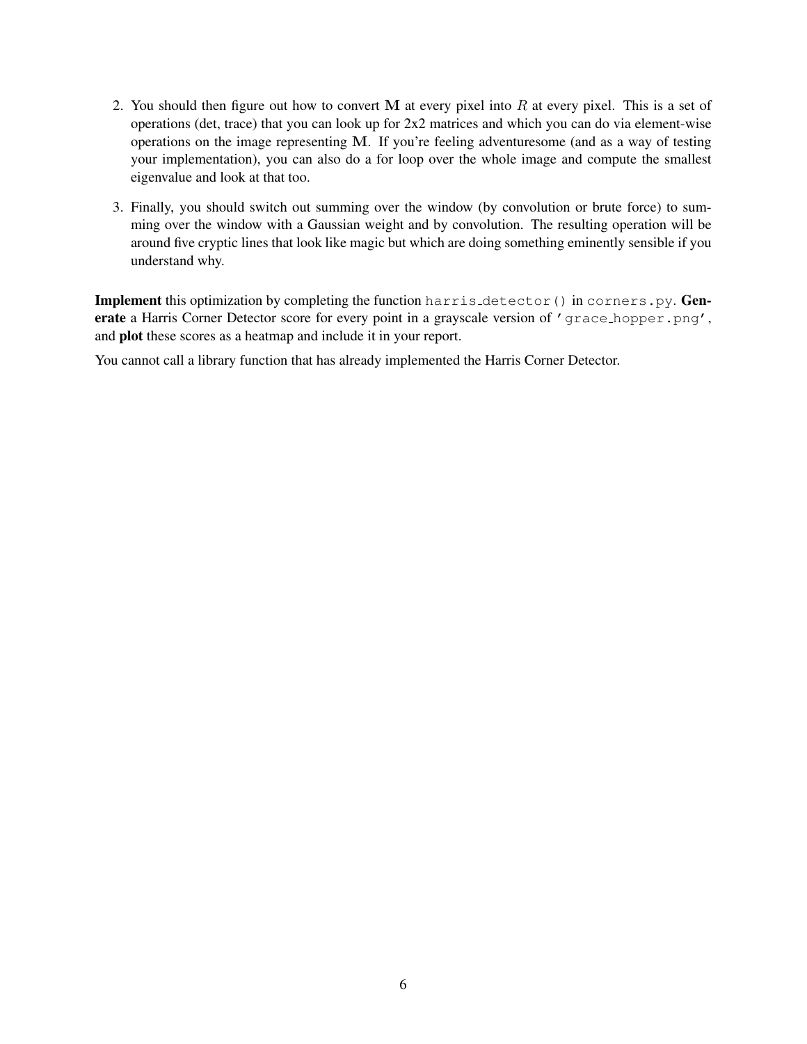2. You should then figure out how to convert $\mathbf{M}$ at every pixel into $R$ at every pixel. This is a set of operations (det, trace) that you can look up for 2x2 matrices and which you can do via element-wise operations on the image representing $\mathbf{M}$. If you're feeling adventuresome (and as a way of testing your implementation), you can also do a for loop over the whole image and compute the smallest eigenvalue and look at that too.

3. Finally, you should switch out summing over the window (by convolution or brute force) to summing over the window with a Gaussian weight and by convolution. The resulting operation will be around five cryptic lines that look like magic but which are doing something eminently sensible if you understand why.

**Implement** this optimization by completing the function `harris_detector()` in `corners.py`. **Generate** a Harris Corner Detector score for every point in a grayscale version of `'grace_hopper.png'`, and **plot** these scores as a heatmap and include it in your report.

You cannot call a library function that has already implemented the Harris Corner Detector.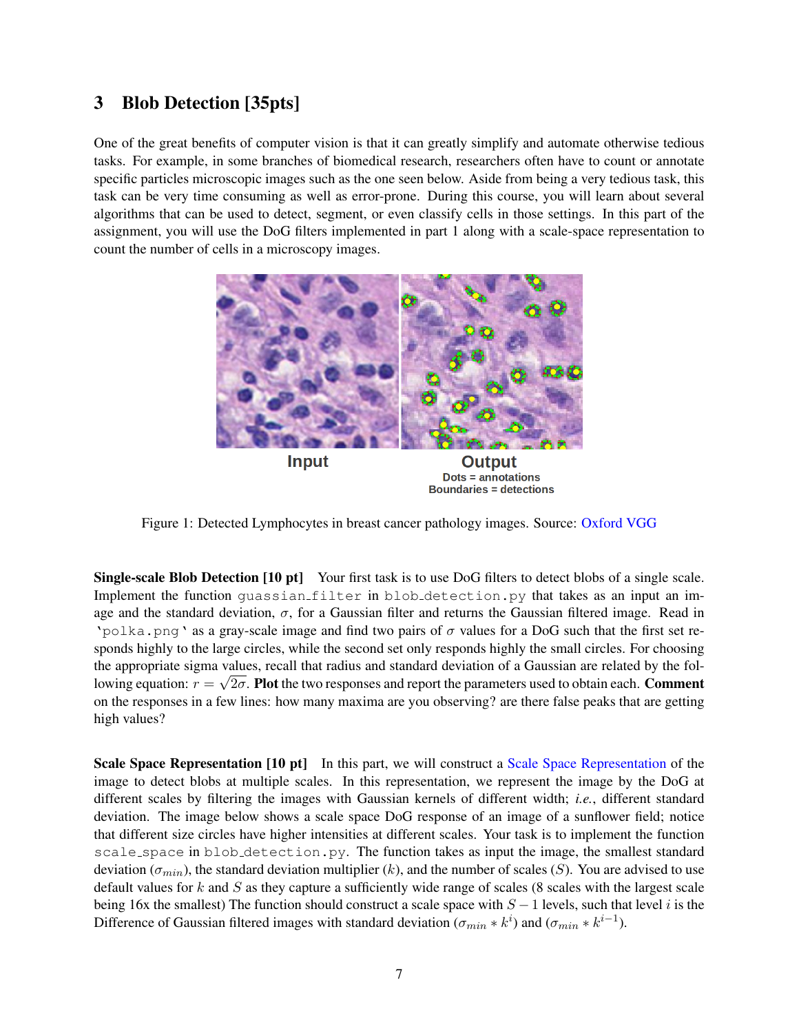## 3 Blob Detection [35pts]

One of the great benefits of computer vision is that it can greatly simplify and automate otherwise tedious tasks. For example, in some branches of biomedical research, researchers often have to count or annotate specific particles microscopic images such as the one seen below. Aside from being a very tedious task, this task can be very time consuming as well as error-prone. During this course, you will learn about several algorithms that can be used to detect, segment, or even classify cells in those settings. In this part of the assignment, you will use the DoG filters implemented in part 1 along with a scale-space representation to count the number of cells in a microscopy images.

Input

Output

Dots = annotations

Boundaries = detections

Figure 1: Detected Lymphocytes in breast cancer pathology images. Source: Oxford VGG

**Single-scale Blob Detection [10 pt]** Your first task is to use DoG filters to detect blobs of a single scale. Implement the function `guassian_filter` in `blob_detection.py` that takes as an input an image and the standard deviation, $\sigma$, for a Gaussian filter and returns the Gaussian filtered image. Read in `'polka.png'` as a gray-scale image and find two pairs of $\sigma$ values for a DoG such that the first set responds highly to the large circles, while the second set only responds highly the small circles. For choosing the appropriate sigma values, recall that radius and standard deviation of a Gaussian are related by the following equation: $r = \sqrt{2}\sigma$. **Plot** the two responses and report the parameters used to obtain each. **Comment** on the responses in a few lines: how many maxima are you observing? are there false peaks that are getting high values?

**Scale Space Representation [10 pt]** In this part, we will construct a Scale Space Representation of the image to detect blobs at multiple scales. In this representation, we represent the image by the DoG at different scales by filtering the images with Gaussian kernels of different width; *i.e.*, different standard deviation. The image below shows a scale space DoG response of an image of a sunflower field; notice that different size circles have higher intensities at different scales. Your task is to implement the function `scale_space` in `blob_detection.py`. The function takes as input the image, the smallest standard deviation ($\sigma_{min}$), the standard deviation multiplier ($k$), and the number of scales ($S$). You are advised to use default values for $k$ and $S$ as they capture a sufficiently wide range of scales (8 scales with the largest scale being 16x the smallest) The function should construct a scale space with $S-1$ levels, such that level $i$ is the Difference of Gaussian filtered images with standard deviation ($\sigma_{min} * k^i$) and ($\sigma_{min} * k^{i-1}$).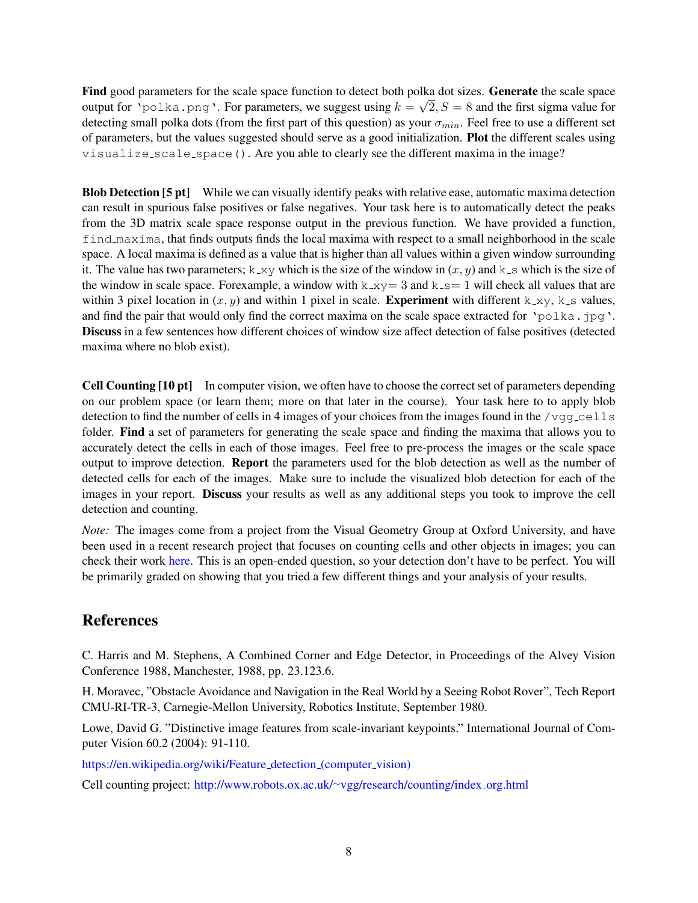**Find** good parameters for the scale space function to detect both polka dot sizes. **Generate** the scale space output for `'polka.png'`. For parameters, we suggest using $k = \sqrt{2}, S = 8$ and the first sigma value for detecting small polka dots (from the first part of this question) as your $\sigma_{min}$. Feel free to use a different set of parameters, but the values suggested should serve as a good initialization. **Plot** the different scales using `visualize_scale_space()`. Are you able to clearly see the different maxima in the image?

**Blob Detection [5 pt]** While we can visually identify peaks with relative ease, automatic maxima detection can result in spurious false positives or false negatives. Your task here is to automatically detect the peaks from the 3D matrix scale space response output in the previous function. We have provided a function, `find_maxima`, that finds outputs finds the local maxima with respect to a small neighborhood in the scale space. A local maxima is defined as a value that is higher than all values within a given window surrounding it. The value has two parameters; `k_xy` which is the size of the window in $(x, y)$ and `k_s` which is the size of the window in scale space. Forexample, a window with `k_xy`= 3 and `k_s`= 1 will check all values that are within 3 pixel location in $(x, y)$ and within 1 pixel in scale. **Experiment** with different `k_xy`, `k_s` values, and find the pair that would only find the correct maxima on the scale space extracted for `'polka.jpg'`. **Discuss** in a few sentences how different choices of window size affect detection of false positives (detected maxima where no blob exist).

**Cell Counting [10 pt]** In computer vision, we often have to choose the correct set of parameters depending on our problem space (or learn them; more on that later in the course). Your task here to to apply blob detection to find the number of cells in 4 images of your choices from the images found in the `/vgg_cells` folder. **Find** a set of parameters for generating the scale space and finding the maxima that allows you to accurately detect the cells in each of those images. Feel free to pre-process the images or the scale space output to improve detection. **Report** the parameters used for the blob detection as well as the number of detected cells for each of the images. Make sure to include the visualized blob detection for each of the images in your report. **Discuss** your results as well as any additional steps you took to improve the cell detection and counting.

*Note:* The images come from a project from the Visual Geometry Group at Oxford University, and have been used in a recent research project that focuses on counting cells and other objects in images; you can check their work here. This is an open-ended question, so your detection don't have to be perfect. You will be primarily graded on showing that you tried a few different things and your analysis of your results.

## References

C. Harris and M. Stephens, A Combined Corner and Edge Detector, in Proceedings of the Alvey Vision Conference 1988, Manchester, 1988, pp. 23.123.6.

H. Moravec, "Obstacle Avoidance and Navigation in the Real World by a Seeing Robot Rover", Tech Report CMU-RI-TR-3, Carnegie-Mellon University, Robotics Institute, September 1980.

Lowe, David G. "Distinctive image features from scale-invariant keypoints." International Journal of Computer Vision 60.2 (2004): 91-110.

https://en.wikipedia.org/wiki/Feature_detection_(computer_vision)

Cell counting project: http://www.robots.ox.ac.uk/~vgg/research/counting/index_org.html